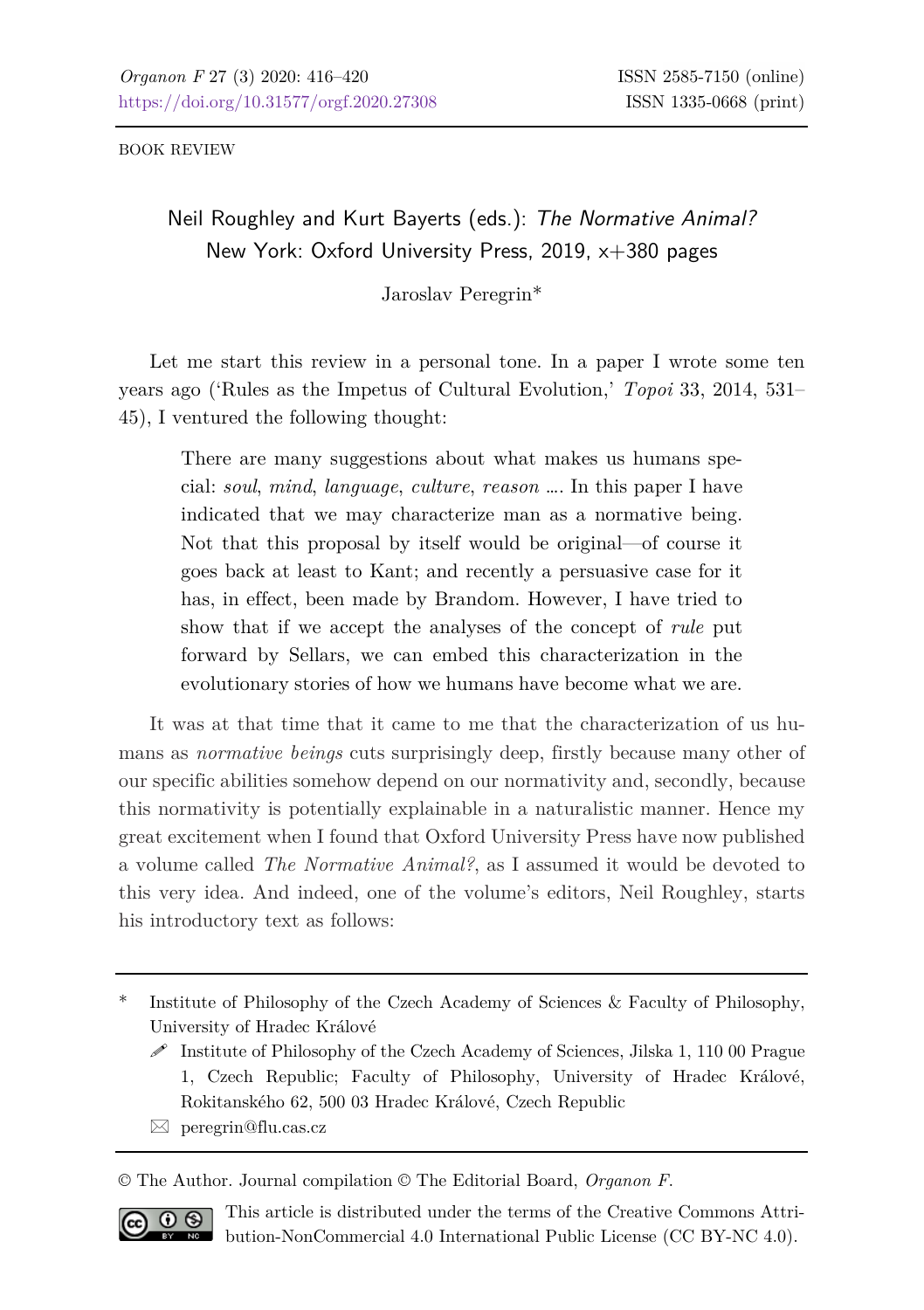BOOK REVIEW

# Neil Roughley and Kurt Bayerts (eds.): *The Normative Animal?* New York: Oxford University Press, 2019, x+380 pages

Jaroslav Peregrin*

Let me start this review in a personal tone. In a paper I wrote some ten years ago ('Rules as the Impetus of Cultural Evolution,' *Topoi* 33, 2014, 531–45), I ventured the following thought:

> There are many suggestions about what makes us humans special: *soul*, *mind*, *language*, *culture*, *reason* .... In this paper I have indicated that we may characterize man as a normative being. Not that this proposal by itself would be original—of course it goes back at least to Kant; and recently a persuasive case for it has, in effect, been made by Brandom. However, I have tried to show that if we accept the analyses of the concept of *rule* put forward by Sellars, we can embed this characterization in the evolutionary stories of how we humans have become what we are.

It was at that time that it came to me that the characterization of us humans as *normative beings* cuts surprisingly deep, firstly because many other of our specific abilities somehow depend on our normativity and, secondly, because this normativity is potentially explainable in a naturalistic manner. Hence my great excitement when I found that Oxford University Press have now published a volume called *The Normative Animal?*, as I assumed it would be devoted to this very idea. And indeed, one of the volume's editors, Neil Roughley, starts his introductory text as follows:

---

\* Institute of Philosophy of the Czech Academy of Sciences & Faculty of Philosophy, University of Hradec Králové

✐ Institute of Philosophy of the Czech Academy of Sciences, Jilska 1, 110 00 Prague 1, Czech Republic; Faculty of Philosophy, University of Hradec Králové, Rokitanského 62, 500 03 Hradec Králové, Czech Republic

✉ peregrin@flu.cas.cz

© The Author. Journal compilation © The Editorial Board, *Organon F*.

This article is distributed under the terms of the Creative Commons Attribution-NonCommercial 4.0 International Public License (CC BY-NC 4.0).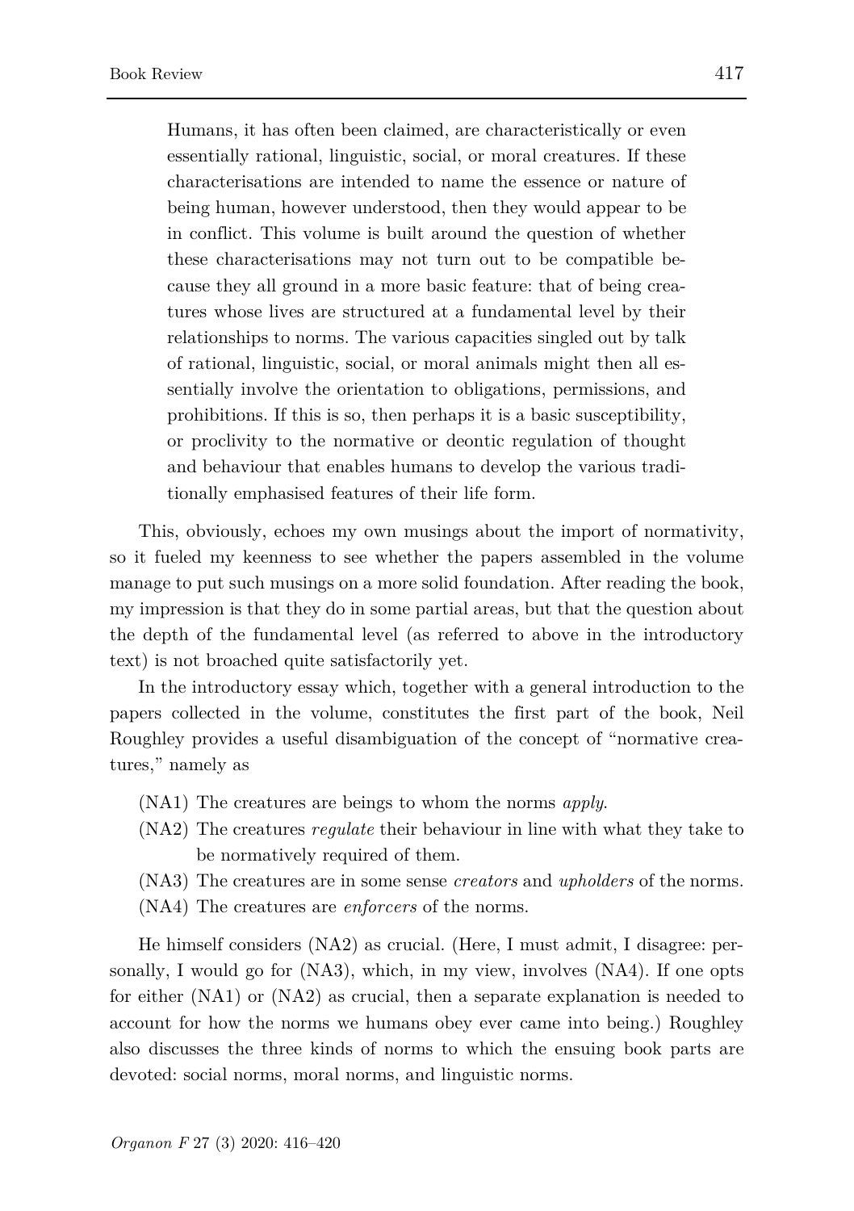> Humans, it has often been claimed, are characteristically or even essentially rational, linguistic, social, or moral creatures. If these characterisations are intended to name the essence or nature of being human, however understood, then they would appear to be in conflict. This volume is built around the question of whether these characterisations may not turn out to be compatible because they all ground in a more basic feature: that of being creatures whose lives are structured at a fundamental level by their relationships to norms. The various capacities singled out by talk of rational, linguistic, social, or moral animals might then all essentially involve the orientation to obligations, permissions, and prohibitions. If this is so, then perhaps it is a basic susceptibility, or proclivity to the normative or deontic regulation of thought and behaviour that enables humans to develop the various traditionally emphasised features of their life form.

This, obviously, echoes my own musings about the import of normativity, so it fueled my keenness to see whether the papers assembled in the volume manage to put such musings on a more solid foundation. After reading the book, my impression is that they do in some partial areas, but that the question about the depth of the fundamental level (as referred to above in the introductory text) is not broached quite satisfactorily yet.

In the introductory essay which, together with a general introduction to the papers collected in the volume, constitutes the first part of the book, Neil Roughley provides a useful disambiguation of the concept of "normative creatures," namely as

(NA1) The creatures are beings to whom the norms *apply*.
(NA2) The creatures *regulate* their behaviour in line with what they take to be normatively required of them.
(NA3) The creatures are in some sense *creators* and *upholders* of the norms.
(NA4) The creatures are *enforcers* of the norms.

He himself considers (NA2) as crucial. (Here, I must admit, I disagree: personally, I would go for (NA3), which, in my view, involves (NA4). If one opts for either (NA1) or (NA2) as crucial, then a separate explanation is needed to account for how the norms we humans obey ever came into being.) Roughley also discusses the three kinds of norms to which the ensuing book parts are devoted: social norms, moral norms, and linguistic norms.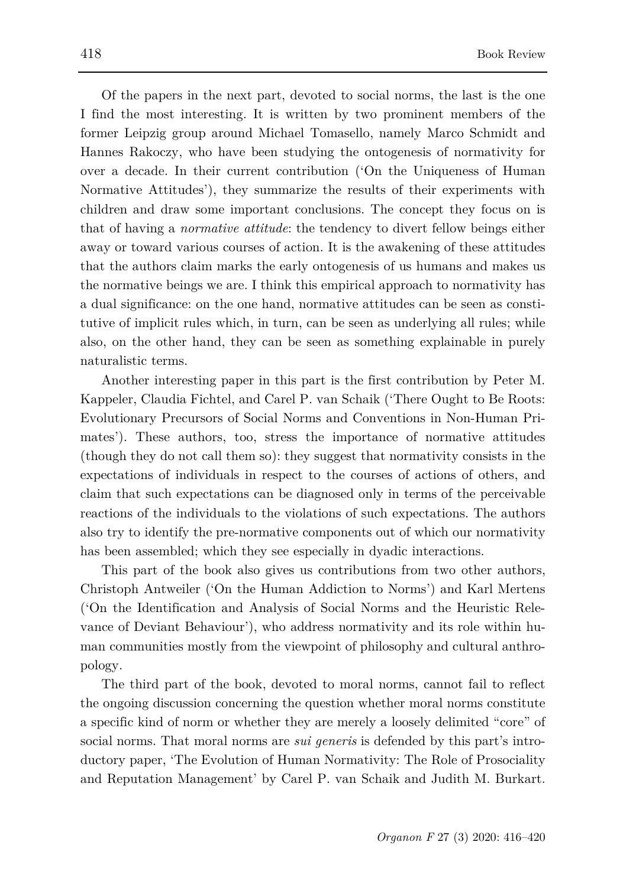Of the papers in the next part, devoted to social norms, the last is the one I find the most interesting. It is written by two prominent members of the former Leipzig group around Michael Tomasello, namely Marco Schmidt and Hannes Rakoczy, who have been studying the ontogenesis of normativity for over a decade. In their current contribution ('On the Uniqueness of Human Normative Attitudes'), they summarize the results of their experiments with children and draw some important conclusions. The concept they focus on is that of having a *normative attitude*: the tendency to divert fellow beings either away or toward various courses of action. It is the awakening of these attitudes that the authors claim marks the early ontogenesis of us humans and makes us the normative beings we are. I think this empirical approach to normativity has a dual significance: on the one hand, normative attitudes can be seen as constitutive of implicit rules which, in turn, can be seen as underlying all rules; while also, on the other hand, they can be seen as something explainable in purely naturalistic terms.

Another interesting paper in this part is the first contribution by Peter M. Kappeler, Claudia Fichtel, and Carel P. van Schaik ('There Ought to Be Roots: Evolutionary Precursors of Social Norms and Conventions in Non-Human Primates'). These authors, too, stress the importance of normative attitudes (though they do not call them so): they suggest that normativity consists in the expectations of individuals in respect to the courses of actions of others, and claim that such expectations can be diagnosed only in terms of the perceivable reactions of the individuals to the violations of such expectations. The authors also try to identify the pre-normative components out of which our normativity has been assembled; which they see especially in dyadic interactions.

This part of the book also gives us contributions from two other authors, Christoph Antweiler ('On the Human Addiction to Norms') and Karl Mertens ('On the Identification and Analysis of Social Norms and the Heuristic Relevance of Deviant Behaviour'), who address normativity and its role within human communities mostly from the viewpoint of philosophy and cultural anthropology.

The third part of the book, devoted to moral norms, cannot fail to reflect the ongoing discussion concerning the question whether moral norms constitute a specific kind of norm or whether they are merely a loosely delimited "core" of social norms. That moral norms are *sui generis* is defended by this part's introductory paper, 'The Evolution of Human Normativity: The Role of Prosociality and Reputation Management' by Carel P. van Schaik and Judith M. Burkart.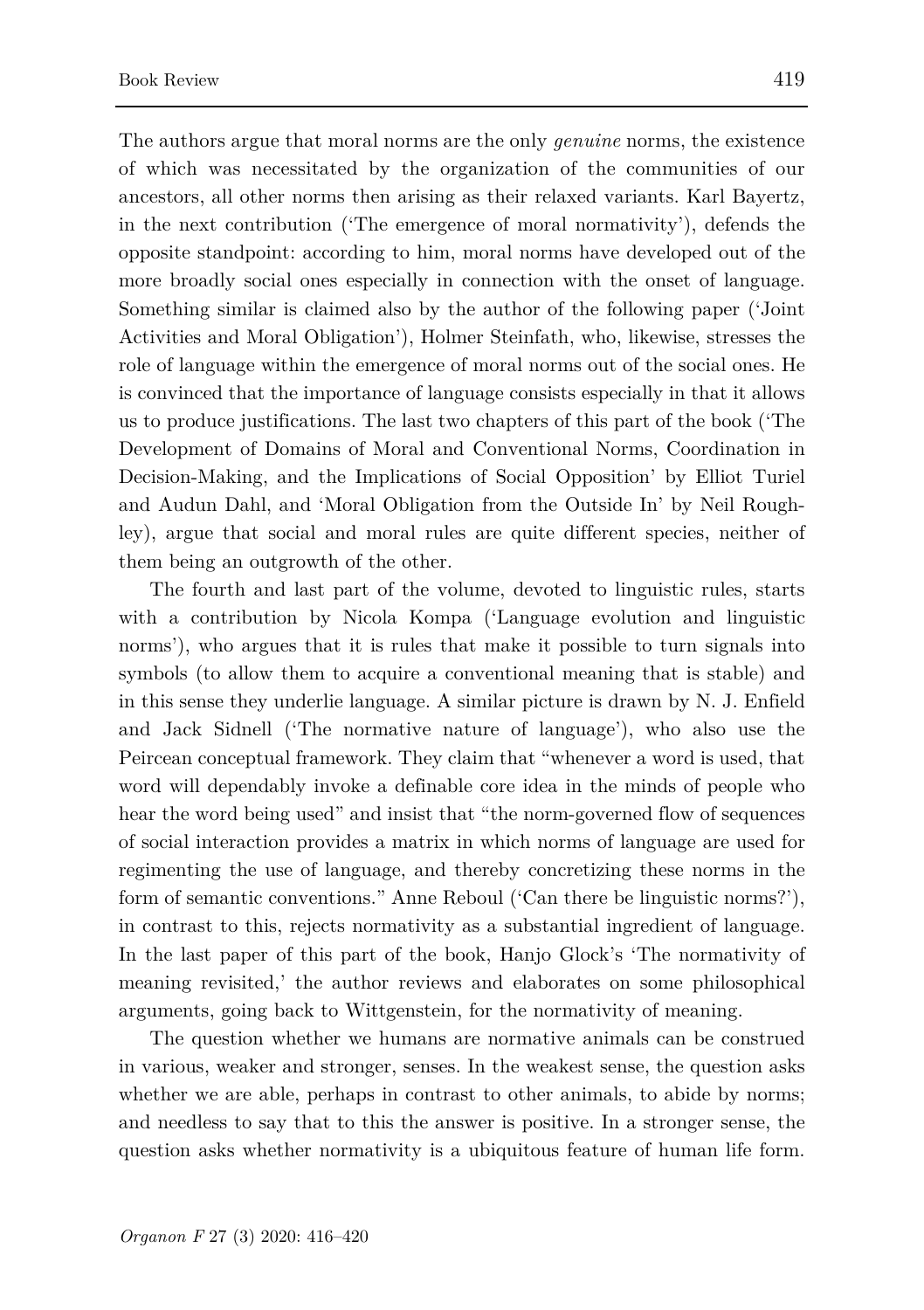The authors argue that moral norms are the only *genuine* norms, the existence of which was necessitated by the organization of the communities of our ancestors, all other norms then arising as their relaxed variants. Karl Bayertz, in the next contribution ('The emergence of moral normativity'), defends the opposite standpoint: according to him, moral norms have developed out of the more broadly social ones especially in connection with the onset of language. Something similar is claimed also by the author of the following paper ('Joint Activities and Moral Obligation'), Holmer Steinfath, who, likewise, stresses the role of language within the emergence of moral norms out of the social ones. He is convinced that the importance of language consists especially in that it allows us to produce justifications. The last two chapters of this part of the book ('The Development of Domains of Moral and Conventional Norms, Coordination in Decision-Making, and the Implications of Social Opposition' by Elliot Turiel and Audun Dahl, and 'Moral Obligation from the Outside In' by Neil Roughley), argue that social and moral rules are quite different species, neither of them being an outgrowth of the other.

The fourth and last part of the volume, devoted to linguistic rules, starts with a contribution by Nicola Kompa ('Language evolution and linguistic norms'), who argues that it is rules that make it possible to turn signals into symbols (to allow them to acquire a conventional meaning that is stable) and in this sense they underlie language. A similar picture is drawn by N. J. Enfield and Jack Sidnell ('The normative nature of language'), who also use the Peircean conceptual framework. They claim that "whenever a word is used, that word will dependably invoke a definable core idea in the minds of people who hear the word being used" and insist that "the norm-governed flow of sequences of social interaction provides a matrix in which norms of language are used for regimenting the use of language, and thereby concretizing these norms in the form of semantic conventions." Anne Reboul ('Can there be linguistic norms?'), in contrast to this, rejects normativity as a substantial ingredient of language. In the last paper of this part of the book, Hanjo Glock's 'The normativity of meaning revisited,' the author reviews and elaborates on some philosophical arguments, going back to Wittgenstein, for the normativity of meaning.

The question whether we humans are normative animals can be construed in various, weaker and stronger, senses. In the weakest sense, the question asks whether we are able, perhaps in contrast to other animals, to abide by norms; and needless to say that to this the answer is positive. In a stronger sense, the question asks whether normativity is a ubiquitous feature of human life form.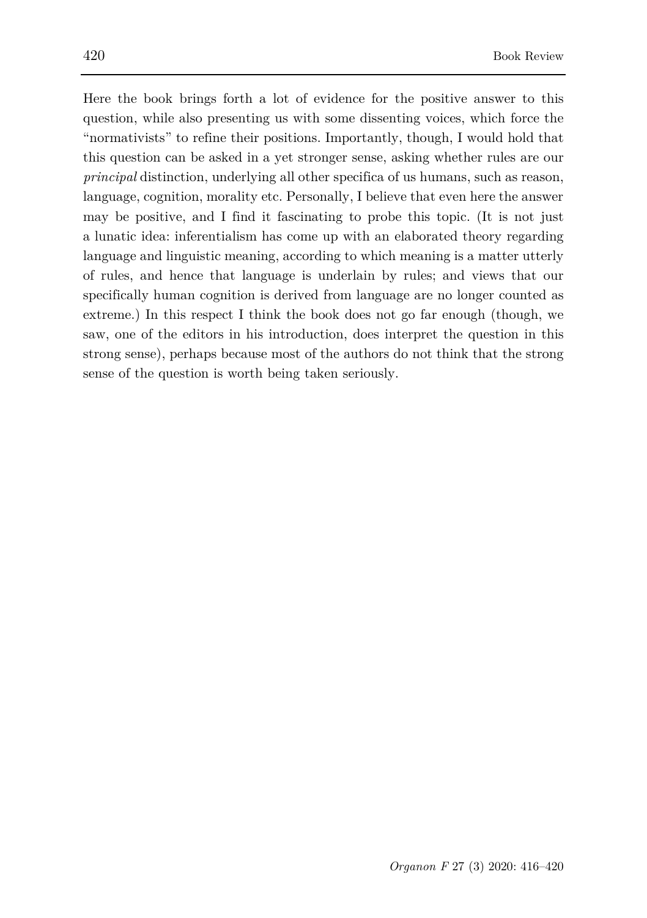Here the book brings forth a lot of evidence for the positive answer to this question, while also presenting us with some dissenting voices, which force the "normativists" to refine their positions. Importantly, though, I would hold that this question can be asked in a yet stronger sense, asking whether rules are our *principal* distinction, underlying all other specifica of us humans, such as reason, language, cognition, morality etc. Personally, I believe that even here the answer may be positive, and I find it fascinating to probe this topic. (It is not just a lunatic idea: inferentialism has come up with an elaborated theory regarding language and linguistic meaning, according to which meaning is a matter utterly of rules, and hence that language is underlain by rules; and views that our specifically human cognition is derived from language are no longer counted as extreme.) In this respect I think the book does not go far enough (though, we saw, one of the editors in his introduction, does interpret the question in this strong sense), perhaps because most of the authors do not think that the strong sense of the question is worth being taken seriously.